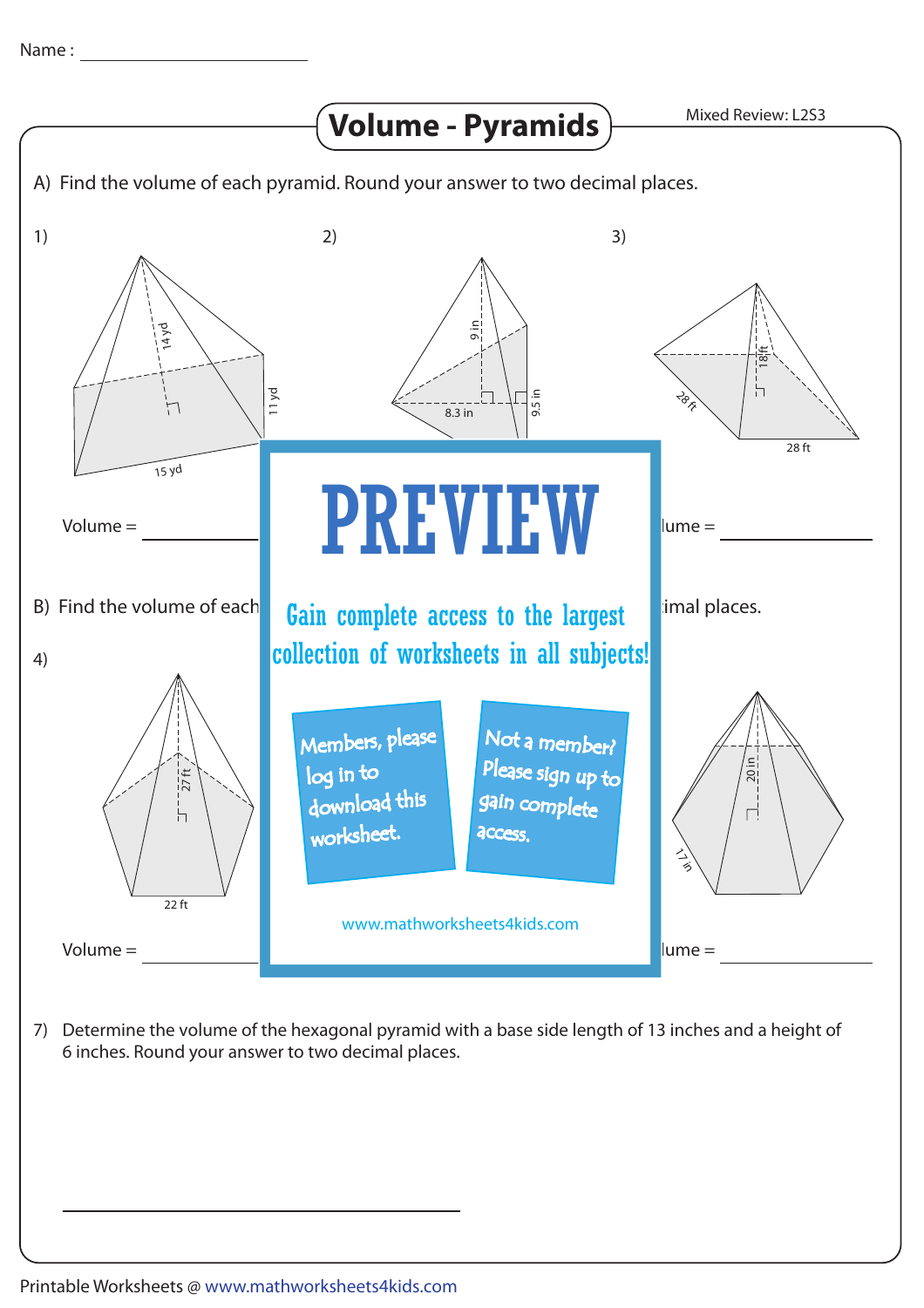Name : ____________________

# Volume - Pyramids

Mixed Review: L2S3

A) Find the volume of each pyramid. Round your answer to two decimal places.

1)

14 yd

11 yd

15 yd

Volume = ______________

2)

9 in

8.3 in

9.5 in

3)

18 ft

28 ft

28 ft

lume = ______________

# PREVIEW

Gain complete access to the largest collection of worksheets in all subjects!

Members, please log in to download this worksheet.

Not a member? Please sign up to gain complete access.

www.mathworksheets4kids.com

B) Find the volume of each

imal places.

4)

27 ft

22 ft

Volume = ______________

20 in

17 in

lume = ______________

7) Determine the volume of the hexagonal pyramid with a base side length of 13 inches and a height of 6 inches. Round your answer to two decimal places.

______________________________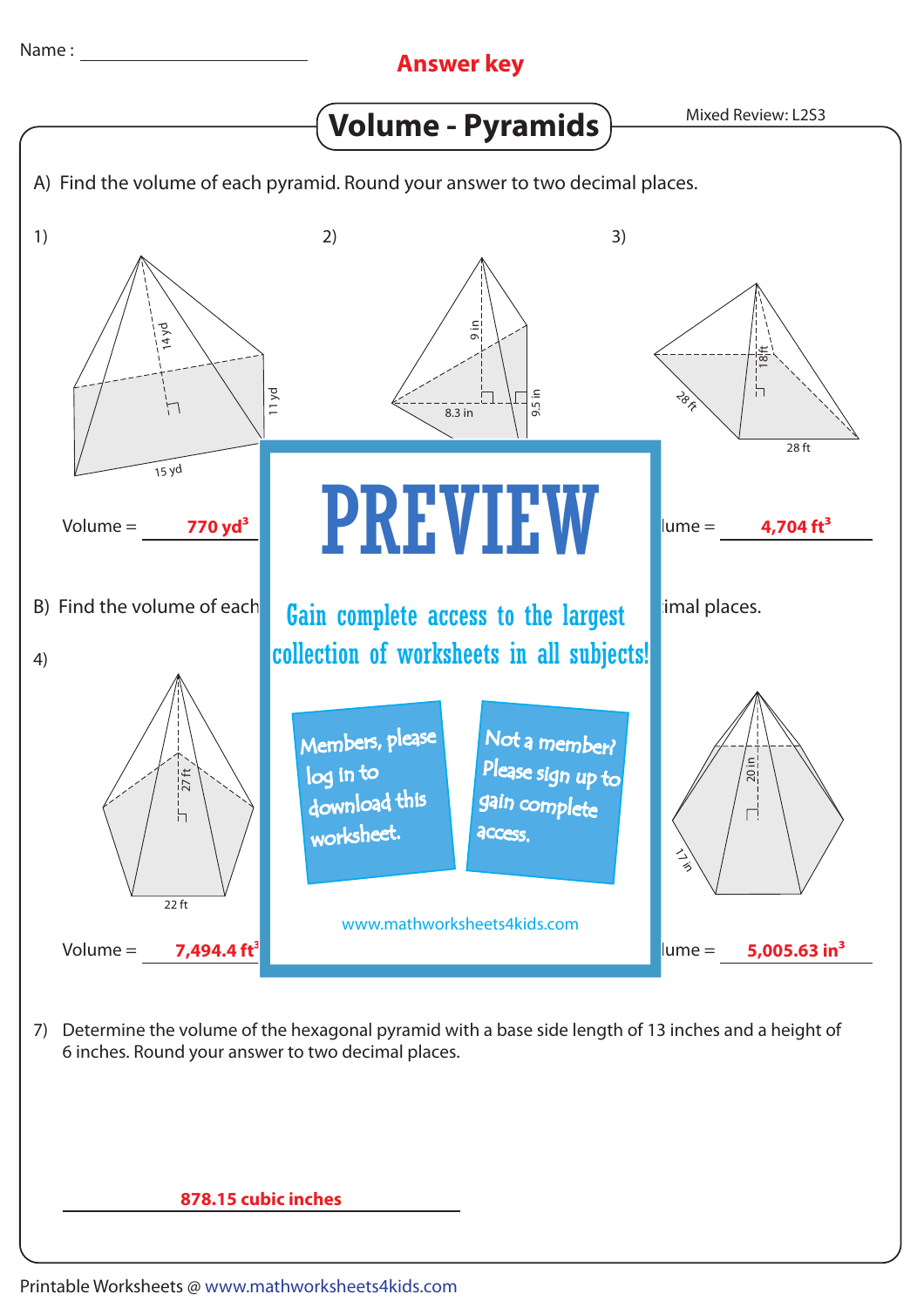Name : ______________________

**Answer key**

# Volume - Pyramids

Mixed Review: L2S3

A) Find the volume of each pyramid. Round your answer to two decimal places.

1)

14 yd

11 yd

15 yd

Volume = **770 yd$^3$**

2)

9 in

9.5 in

8.3 in

3)

18 ft

28 ft

28 ft

lume = **4,704 ft$^3$**

PREVIEW

Gain complete access to the largest collection of worksheets in all subjects!

Members, please log in to download this worksheet.

Not a member? Please sign up to gain complete access.

www.mathworksheets4kids.com

B) Find the volume of each ... imal places.

4)

27 ft

22 ft

Volume = **7,494.4 ft$^3$**

20 in

17 in

lume = **5,005.63 in$^3$**

7) Determine the volume of the hexagonal pyramid with a base side length of 13 inches and a height of 6 inches. Round your answer to two decimal places.

**878.15 cubic inches**